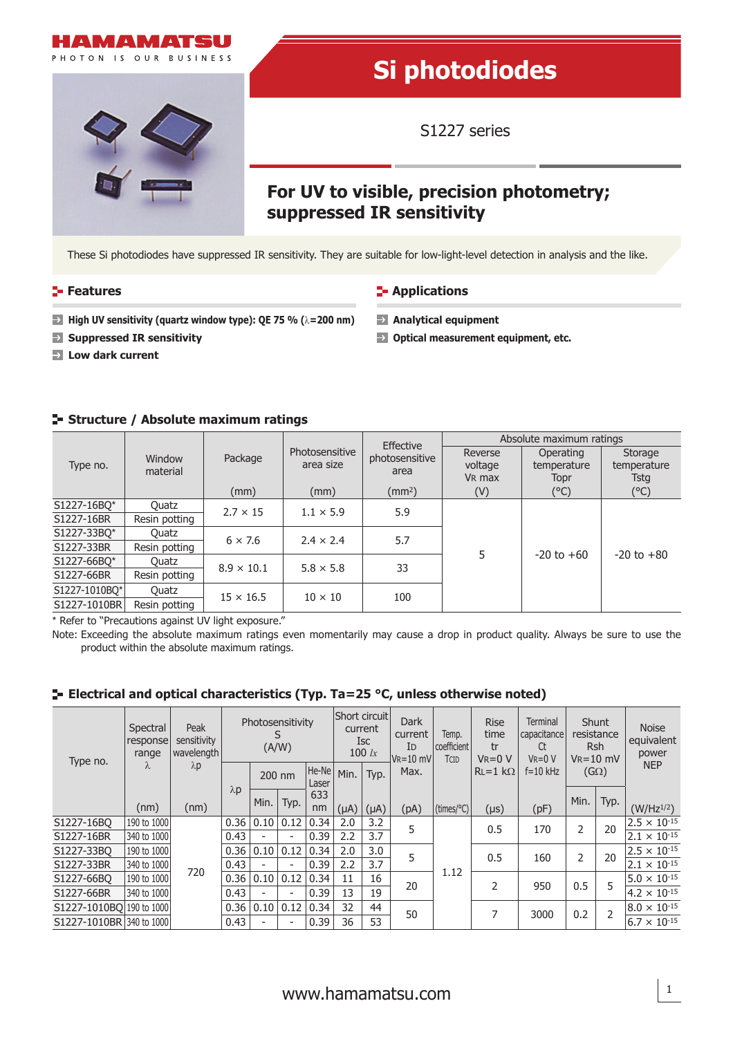# Si photodiodes

## S1227 series

## For UV to visible, precision photometry; suppressed IR sensitivity

These Si photodiodes have suppressed IR sensitivity. They are suitable for low-light-level detection in analysis and the like.

## Features

- **High UV sensitivity (quartz window type): QE 75 % (λ=200 nm)**
- **Suppressed IR sensitivity**
- **Low dark current**

## Applications

- **Analytical equipment**
- **Optical measurement equipment, etc.**

## Structure / Absolute maximum ratings

| Type no. | Window material | Package (mm) | Photosensitive area size (mm) | Effective photosensitive area (mm²) | Absolute maximum ratings: Reverse voltage $V_R$ max (V) | Operating temperature Topr (°C) | Storage temperature Tstg (°C) |
|---|---|---|---|---|---|---|---|
| S1227-16BQ* | Quatz | 2.7 × 15 | 1.1 × 5.9 | 5.9 | 5 | -20 to +60 | -20 to +80 |
| S1227-16BR | Resin potting | | | | | | |
| S1227-33BQ* | Quatz | 6 × 7.6 | 2.4 × 2.4 | 5.7 | | | |
| S1227-33BR | Resin potting | | | | | | |
| S1227-66BQ* | Quatz | 8.9 × 10.1 | 5.8 × 5.8 | 33 | | | |
| S1227-66BR | Resin potting | | | | | | |
| S1227-1010BQ* | Quatz | 15 × 16.5 | 10 × 10 | 100 | | | |
| S1227-1010BR | Resin potting | | | | | | |

\* Refer to "Precautions against UV light exposure."

Note: Exceeding the absolute maximum ratings even momentarily may cause a drop in product quality. Always be sure to use the product within the absolute maximum ratings.

## Electrical and optical characteristics (Typ. Ta=25 °C, unless otherwise noted)

| Type no. | Spectral response range λ (nm) | Peak sensitivity wavelength λp (nm) | Photosensitivity S (A/W): λp | 200 nm Min. | 200 nm Typ. | He-Ne Laser 633 nm | Short circuit current Isc 100 lx Min. (μA) | Isc Typ. (μA) | Dark current ID $V_R$=10 mV Max. (pA) | Temp. coefficient TCID (times/°C) | Rise time tr $V_R$=0 V $R_L$=1 kΩ (μs) | Terminal capacitance Ct $V_R$=0 V f=10 kHz (pF) | Shunt resistance Rsh $V_R$=10 mV Min. (GΩ) | Rsh Typ. (GΩ) | Noise equivalent power NEP (W/Hz$^{1/2}$) |
|---|---|---|---|---|---|---|---|---|---|---|---|---|---|---|---|
| S1227-16BQ | 190 to 1000 | 720 | 0.36 | 0.10 | 0.12 | 0.34 | 2.0 | 3.2 | 5 | 1.12 | 0.5 | 170 | 2 | 20 | $2.5 \times 10^{-15}$ |
| S1227-16BR | 340 to 1000 | | 0.43 | - | - | 0.39 | 2.2 | 3.7 | | | | | | | $2.1 \times 10^{-15}$ |
| S1227-33BQ | 190 to 1000 | | 0.36 | 0.10 | 0.12 | 0.34 | 2.0 | 3.0 | 5 | | 0.5 | 160 | 2 | 20 | $2.5 \times 10^{-15}$ |
| S1227-33BR | 340 to 1000 | | 0.43 | - | - | 0.39 | 2.2 | 3.7 | | | | | | | $2.1 \times 10^{-15}$ |
| S1227-66BQ | 190 to 1000 | | 0.36 | 0.10 | 0.12 | 0.34 | 11 | 16 | 20 | | 2 | 950 | 0.5 | 5 | $5.0 \times 10^{-15}$ |
| S1227-66BR | 340 to 1000 | | 0.43 | - | - | 0.39 | 13 | 19 | | | | | | | $4.2 \times 10^{-15}$ |
| S1227-1010BQ | 190 to 1000 | | 0.36 | 0.10 | 0.12 | 0.34 | 32 | 44 | 50 | | 7 | 3000 | 0.2 | 2 | $8.0 \times 10^{-15}$ |
| S1227-1010BR | 340 to 1000 | | 0.43 | - | - | 0.39 | 36 | 53 | | | | | | | $6.7 \times 10^{-15}$ |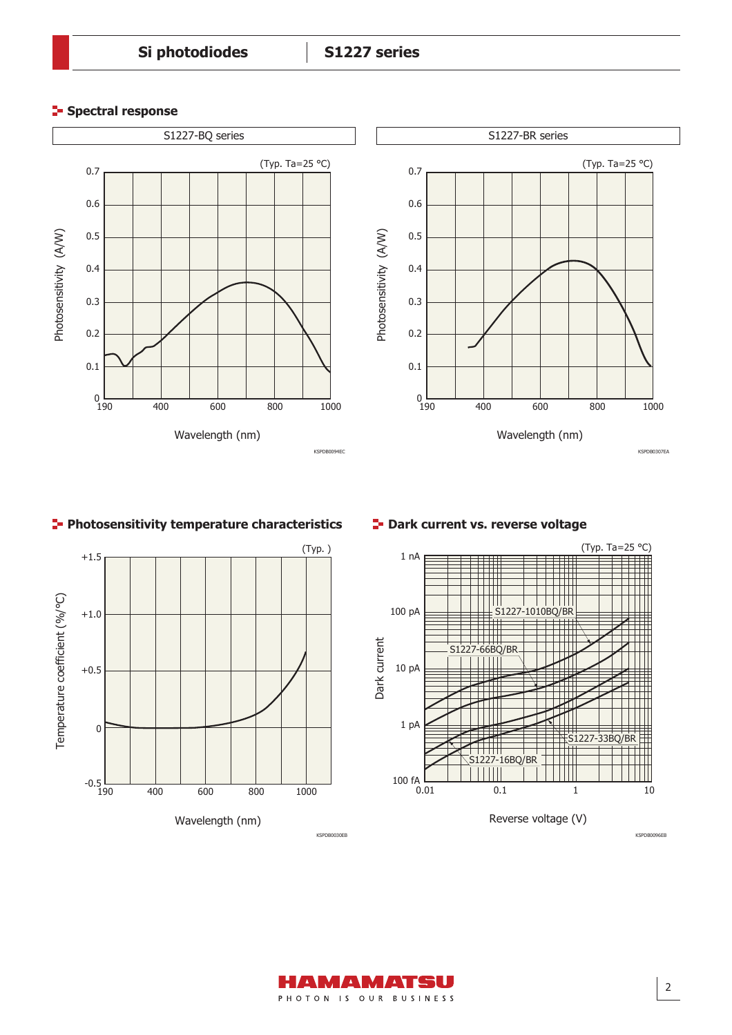## Spectral response

S1227-BQ series

(Typ. Ta=25 °C)

Photosensitivity (A/W)

Wavelength (nm)

KSPDB0094EC

S1227-BR series

(Typ. Ta=25 °C)

Photosensitivity (A/W)

Wavelength (nm)

KSPDB0307EA

## Photosensitivity temperature characteristics

(Typ. )

Temperature coefficient (%/°C)

Wavelength (nm)

KSPDB0030EB

## Dark current vs. reverse voltage

(Typ. Ta=25 °C)

Dark current

S1227-1010BQ/BR

S1227-66BQ/BR

S1227-33BQ/BR

S1227-16BQ/BR

Reverse voltage (V)

KSPDB0096EB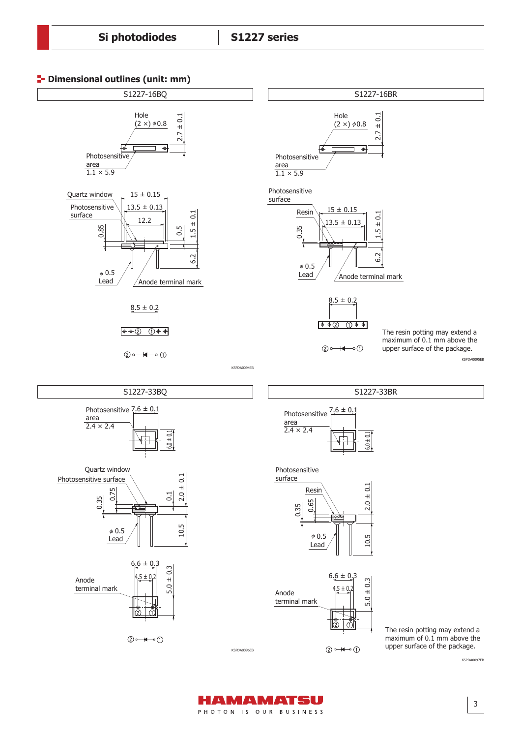## Dimensional outlines (unit: mm)

### S1227-16BQ

Hole (2 ×) ϕ0.8

2.7 ± 0.1

Photosensitive area 1.1 × 5.9

Quartz window

Photosensitive surface

15 ± 0.15

13.5 ± 0.13

12.2

0.85

0.5

1.5 ± 0.1

6.2

ϕ 0.5 Lead

Anode terminal mark

8.5 ± 0.2

KSPDA0094EB

### S1227-16BR

Hole (2 ×) ϕ0.8

2.7 ± 0.1

Photosensitive area 1.1 × 5.9

Photosensitive surface

Resin

15 ± 0.15

13.5 ± 0.13

0.35

1.5 ± 0.1

6.2

ϕ 0.5 Lead

Anode terminal mark

8.5 ± 0.2

The resin potting may extend a maximum of 0.1 mm above the upper surface of the package.

KSPDA0095EB

### S1227-33BQ

Photosensitive area 2.4 × 2.4

7.6 ± 0.1

6.0 ± 0.1

Quartz window

Photosensitive surface

0.35

0.75

0.1

2.0 ± 0.1

ϕ 0.5 Lead

10.5

6.6 ± 0.3

4.5 ± 0.2

5.0 ± 0.3

Anode terminal mark

KSPDA0096EB

### S1227-33BR

Photosensitive area 2.4 × 2.4

7.6 ± 0.1

6.0 ± 0.1

Photosensitive surface

Resin

0.35

0.65

2.0 ± 0.1

ϕ 0.5 Lead

10.5

6.6 ± 0.3

4.5 ± 0.2

5.0 ± 0.3

Anode terminal mark

The resin potting may extend a maximum of 0.1 mm above the upper surface of the package.

KSPDA0097EB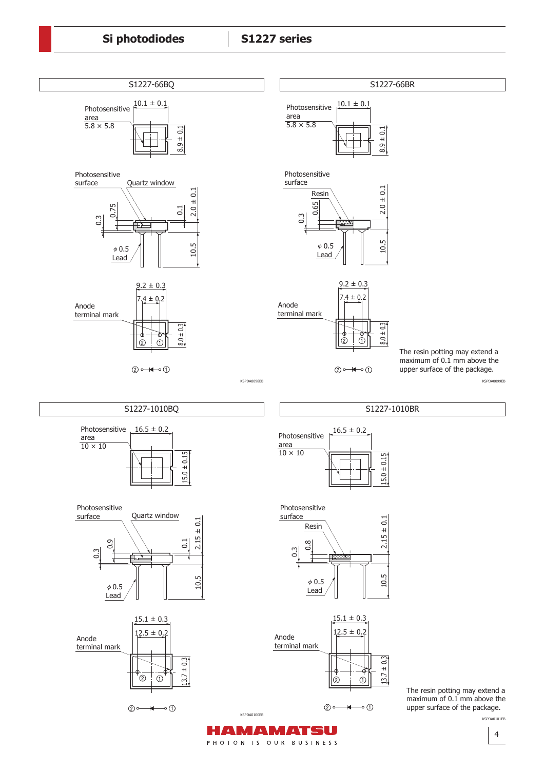## S1227-66BQ

Photosensitive area 5.8 × 5.8

10.1 ± 0.1

8.9 ± 0.1

Photosensitive surface

Quartz window

0.3

0.75

0.1

2.0 ± 0.1

φ 0.5 Lead

10.5

9.2 ± 0.3

7.4 ± 0.2

Anode terminal mark

8.0 ± 0.3

KSPDA0098EB

## S1227-66BR

Photosensitive area 5.8 × 5.8

10.1 ± 0.1

8.9 ± 0.1

Photosensitive surface

Resin

0.3

0.65

2.0 ± 0.1

φ 0.5 Lead

10.5

9.2 ± 0.3

7.4 ± 0.2

Anode terminal mark

8.0 ± 0.3

The resin potting may extend a maximum of 0.1 mm above the upper surface of the package.

KSPDA0099EB

## S1227-1010BQ

Photosensitive area 10 × 10

16.5 ± 0.2

15.0 ± 0.15

Photosensitive surface

Quartz window

0.3

0.9

0.1

2.15 ± 0.1

φ 0.5 Lead

10.5

15.1 ± 0.3

12.5 ± 0.2

Anode terminal mark

13.7 ± 0.3

KSPDA0100EB

## S1227-1010BR

Photosensitive area 10 × 10

16.5 ± 0.2

15.0 ± 0.15

Photosensitive surface

Resin

0.3

0.8

2.15 ± 0.1

φ 0.5 Lead

10.5

15.1 ± 0.3

12.5 ± 0.2

Anode terminal mark

13.7 ± 0.3

The resin potting may extend a maximum of 0.1 mm above the upper surface of the package.

KSPDA0101EB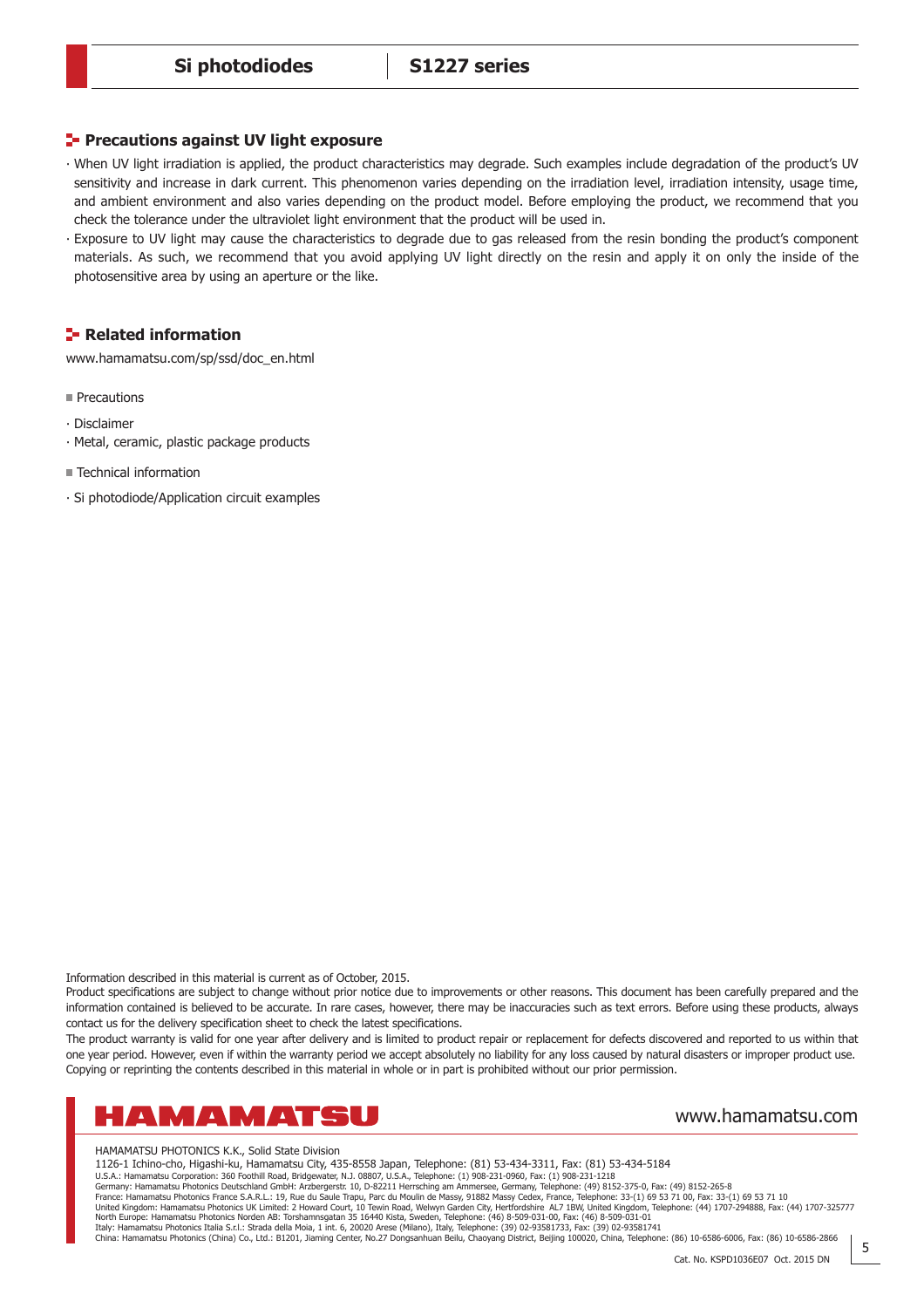## Precautions against UV light exposure

· When UV light irradiation is applied, the product characteristics may degrade. Such examples include degradation of the product's UV sensitivity and increase in dark current. This phenomenon varies depending on the irradiation level, irradiation intensity, usage time, and ambient environment and also varies depending on the product model. Before employing the product, we recommend that you check the tolerance under the ultraviolet light environment that the product will be used in.

· Exposure to UV light may cause the characteristics to degrade due to gas released from the resin bonding the product's component materials. As such, we recommend that you avoid applying UV light directly on the resin and apply it on only the inside of the photosensitive area by using an aperture or the like.

## Related information

www.hamamatsu.com/sp/ssd/doc_en.html

■ Precautions

· Disclaimer
· Metal, ceramic, plastic package products

■ Technical information

· Si photodiode/Application circuit examples

Information described in this material is current as of October, 2015.
Product specifications are subject to change without prior notice due to improvements or other reasons. This document has been carefully prepared and the information contained is believed to be accurate. In rare cases, however, there may be inaccuracies such as text errors. Before using these products, always contact us for the delivery specification sheet to check the latest specifications.
The product warranty is valid for one year after delivery and is limited to product repair or replacement for defects discovered and reported to us within that one year period. However, even if within the warranty period we accept absolutely no liability for any loss caused by natural disasters or improper product use.
Copying or reprinting the contents described in this material in whole or in part is prohibited without our prior permission.

HAMAMATSU

www.hamamatsu.com

HAMAMATSU PHOTONICS K.K., Solid State Division
1126-1 Ichino-cho, Higashi-ku, Hamamatsu City, 435-8558 Japan, Telephone: (81) 53-434-3311, Fax: (81) 53-434-5184
U.S.A.: Hamamatsu Corporation: 360 Foothill Road, Bridgewater, N.J. 08807, U.S.A., Telephone: (1) 908-231-0960, Fax: (1) 908-231-1218
Germany: Hamamatsu Photonics Deutschland GmbH: Arzbergerstr. 10, D-82211 Herrsching am Ammersee, Germany, Telephone: (49) 8152-375-0, Fax: (49) 8152-265-8
France: Hamamatsu Photonics France S.A.R.L.: 19, Rue du Saule Trapu, Parc du Moulin de Massy, 91882 Massy Cedex, France, Telephone: 33-(1) 69 53 71 00, Fax: 33-(1) 69 53 71 10
United Kingdom: Hamamatsu Photonics UK Limited: 2 Howard Court, 10 Tewin Road, Welwyn Garden City, Hertfordshire AL7 1BW, United Kingdom, Telephone: (44) 1707-294888, Fax: (44) 1707-325777
North Europe: Hamamatsu Photonics Norden AB: Torshamnsgatan 35 16440 Kista, Sweden, Telephone: (46) 8-509-031-00, Fax: (46) 8-509-031-01
Italy: Hamamatsu Photonics Italia S.r.l.: Strada della Moia, 1 int. 6, 20020 Arese (Milano), Italy, Telephone: (39) 02-93581733, Fax: (39) 02-93581741
China: Hamamatsu Photonics (China) Co., Ltd.: B1201, Jiaming Center, No.27 Dongsanhuan Beilu, Chaoyang District, Beijing 100020, China, Telephone: (86) 10-6586-6006, Fax: (86) 10-6586-2866

Cat. No. KSPD1036E07 Oct. 2015 DN